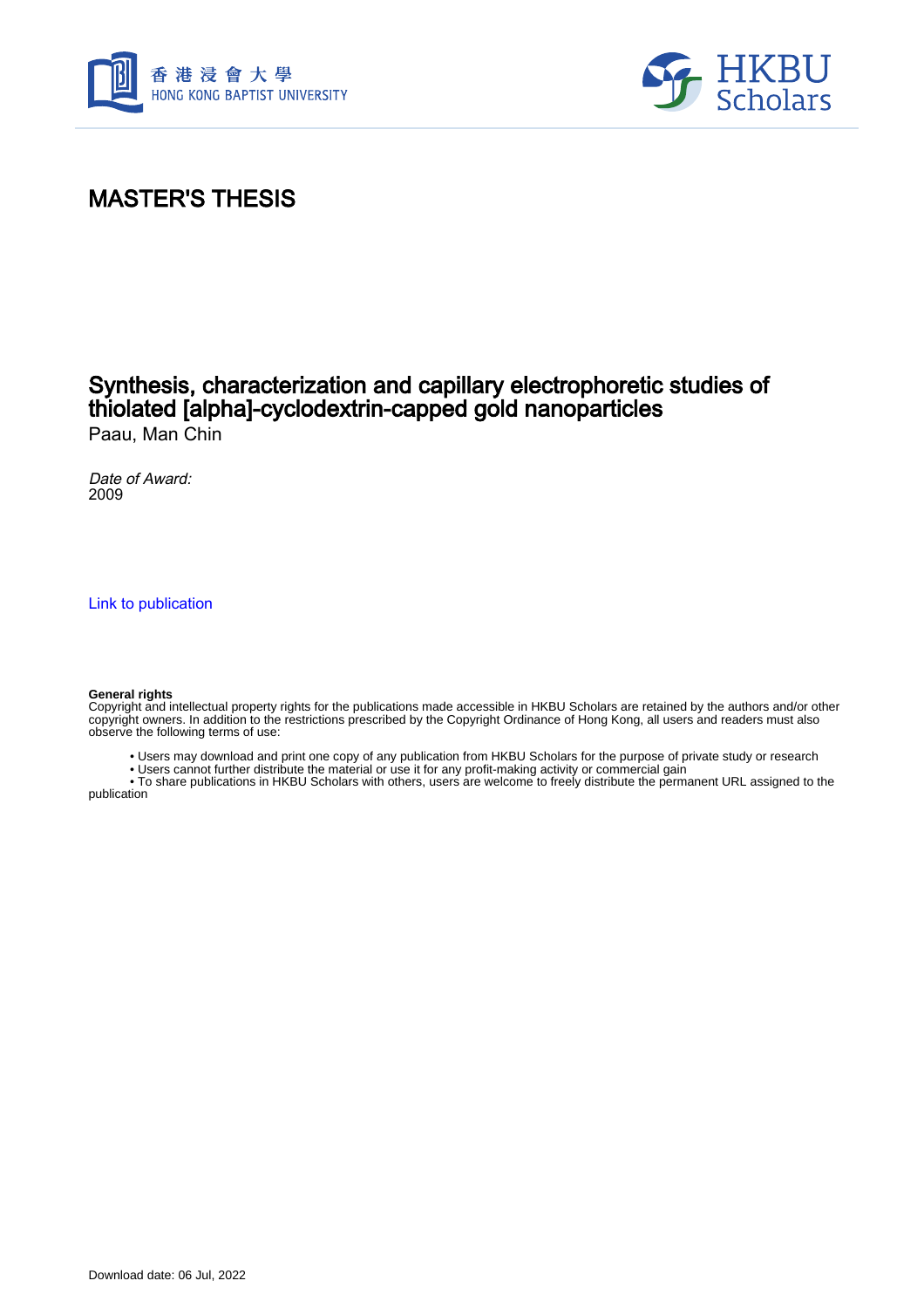# MASTER'S THESIS

## Synthesis, characterization and capillary electrophoretic studies of thiolated [alpha]-cyclodextrin-capped gold nanoparticles

Paau, Man Chin

*Date of Award:*
2009

Link to publication

**General rights**
Copyright and intellectual property rights for the publications made accessible in HKBU Scholars are retained by the authors and/or other copyright owners. In addition to the restrictions prescribed by the Copyright Ordinance of Hong Kong, all users and readers must also observe the following terms of use:

- Users may download and print one copy of any publication from HKBU Scholars for the purpose of private study or research
- Users cannot further distribute the material or use it for any profit-making activity or commercial gain
- To share publications in HKBU Scholars with others, users are welcome to freely distribute the permanent URL assigned to the publication

Download date: 06 Jul, 2022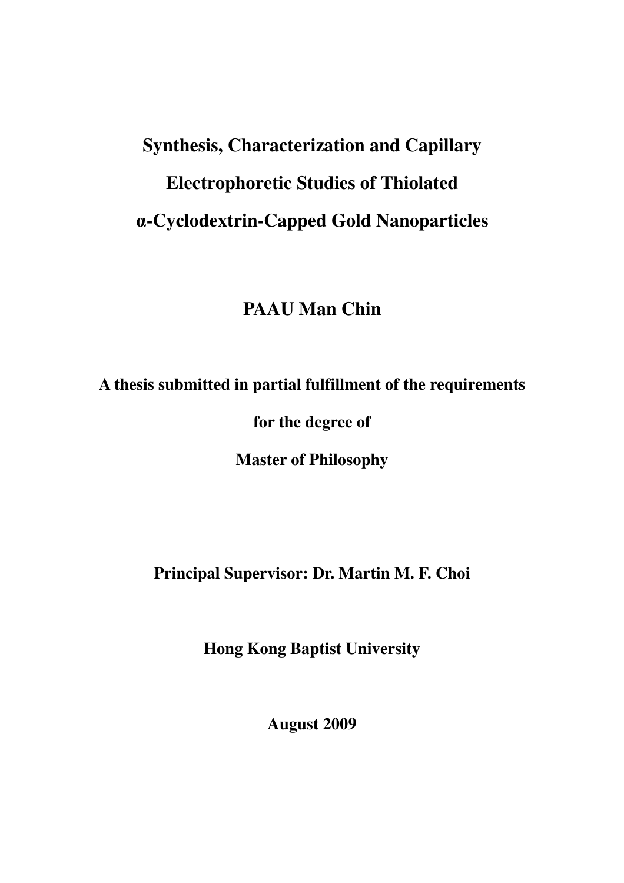# Synthesis, Characterization and Capillary Electrophoretic Studies of Thiolated α-Cyclodextrin-Capped Gold Nanoparticles

**PAAU Man Chin**

**A thesis submitted in partial fulfillment of the requirements**

**for the degree of**

**Master of Philosophy**

**Principal Supervisor: Dr. Martin M. F. Choi**

**Hong Kong Baptist University**

**August 2009**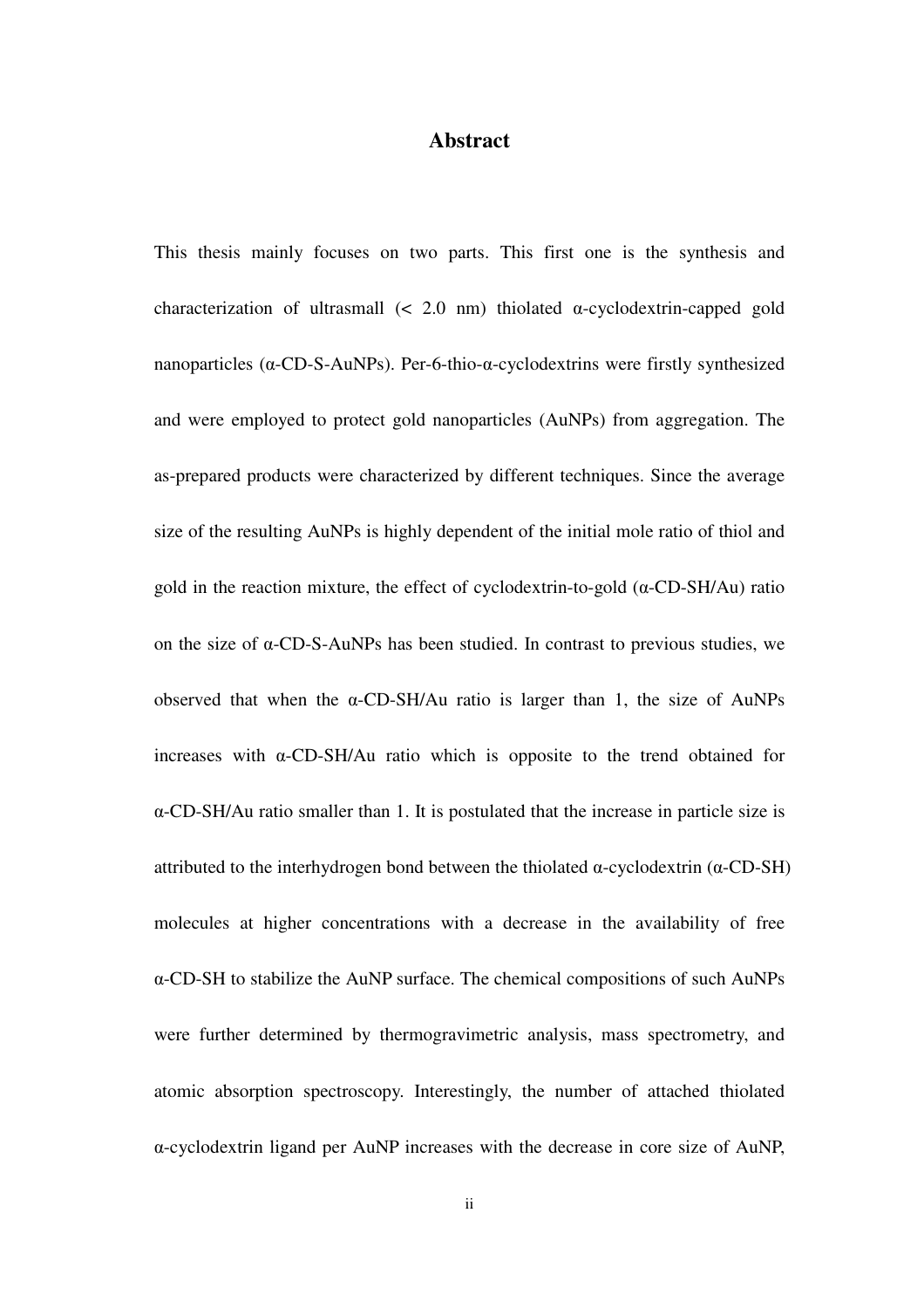# Abstract

This thesis mainly focuses on two parts. This first one is the synthesis and characterization of ultrasmall (< 2.0 nm) thiolated α-cyclodextrin-capped gold nanoparticles (α-CD-S-AuNPs). Per-6-thio-α-cyclodextrins were firstly synthesized and were employed to protect gold nanoparticles (AuNPs) from aggregation. The as-prepared products were characterized by different techniques. Since the average size of the resulting AuNPs is highly dependent of the initial mole ratio of thiol and gold in the reaction mixture, the effect of cyclodextrin-to-gold (α-CD-SH/Au) ratio on the size of α-CD-S-AuNPs has been studied. In contrast to previous studies, we observed that when the α-CD-SH/Au ratio is larger than 1, the size of AuNPs increases with α-CD-SH/Au ratio which is opposite to the trend obtained for α-CD-SH/Au ratio smaller than 1. It is postulated that the increase in particle size is attributed to the interhydrogen bond between the thiolated α-cyclodextrin (α-CD-SH) molecules at higher concentrations with a decrease in the availability of free α-CD-SH to stabilize the AuNP surface. The chemical compositions of such AuNPs were further determined by thermogravimetric analysis, mass spectrometry, and atomic absorption spectroscopy. Interestingly, the number of attached thiolated α-cyclodextrin ligand per AuNP increases with the decrease in core size of AuNP,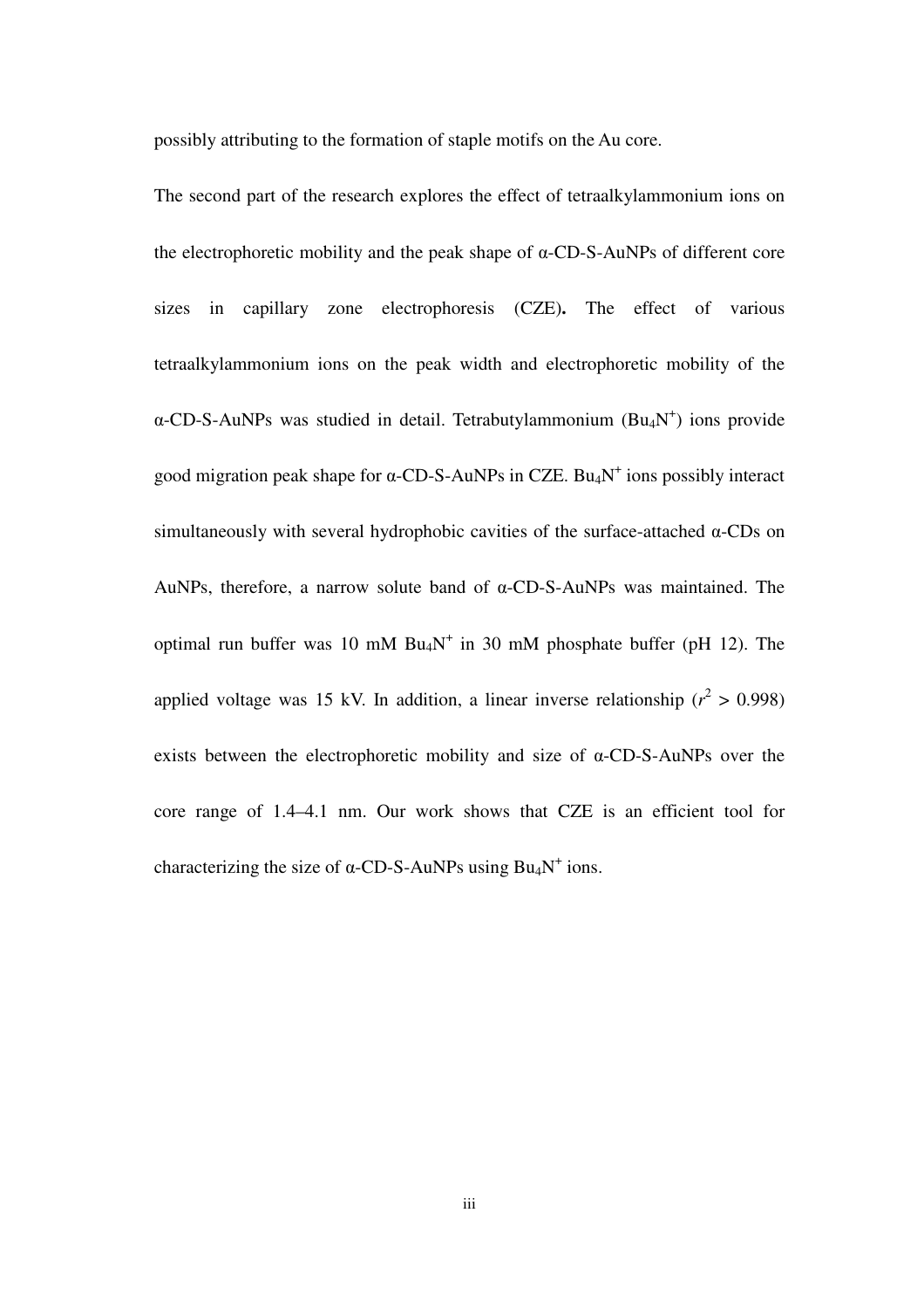possibly attributing to the formation of staple motifs on the Au core.

The second part of the research explores the effect of tetraalkylammonium ions on the electrophoretic mobility and the peak shape of α-CD-S-AuNPs of different core sizes in capillary zone electrophoresis (CZE)**.** The effect of various tetraalkylammonium ions on the peak width and electrophoretic mobility of the α-CD-S-AuNPs was studied in detail. Tetrabutylammonium ($Bu_4N^+$) ions provide good migration peak shape for α-CD-S-AuNPs in CZE. $Bu_4N^+$ ions possibly interact simultaneously with several hydrophobic cavities of the surface-attached α-CDs on AuNPs, therefore, a narrow solute band of α-CD-S-AuNPs was maintained. The optimal run buffer was 10 mM $Bu_4N^+$ in 30 mM phosphate buffer (pH 12). The applied voltage was 15 kV. In addition, a linear inverse relationship ($r^2 > 0.998$) exists between the electrophoretic mobility and size of α-CD-S-AuNPs over the core range of 1.4–4.1 nm. Our work shows that CZE is an efficient tool for characterizing the size of α-CD-S-AuNPs using $Bu_4N^+$ ions.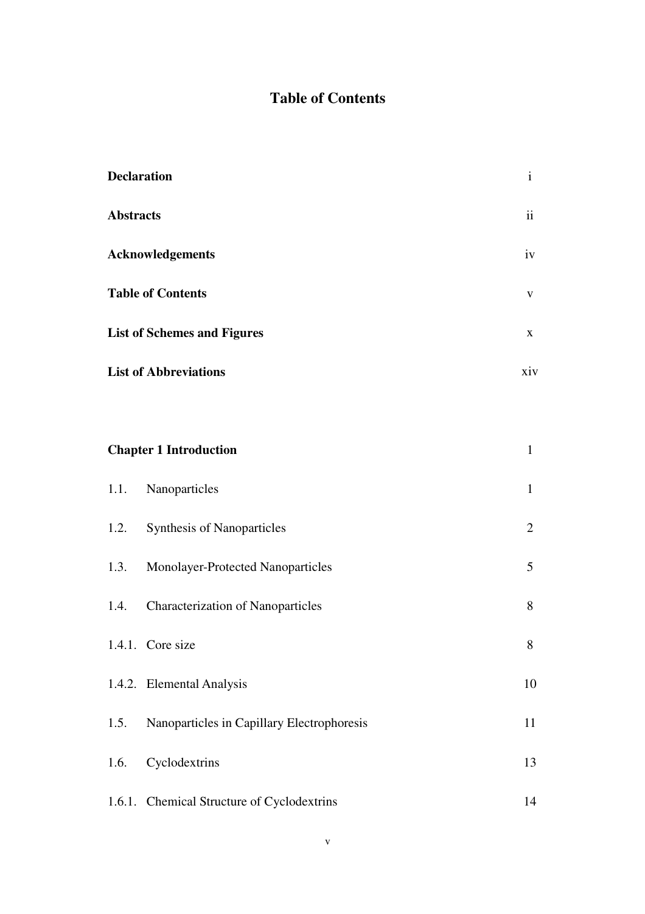# Table of Contents

| | |
|---|---|
| **Declaration** | i |
| **Abstracts** | ii |
| **Acknowledgements** | iv |
| **Table of Contents** | v |
| **List of Schemes and Figures** | x |
| **List of Abbreviations** | xiv |

| | | |
|---|---|---|
| **Chapter 1 Introduction** | | 1 |
| 1.1. | Nanoparticles | 1 |
| 1.2. | Synthesis of Nanoparticles | 2 |
| 1.3. | Monolayer-Protected Nanoparticles | 5 |
| 1.4. | Characterization of Nanoparticles | 8 |
| 1.4.1. | Core size | 8 |
| 1.4.2. | Elemental Analysis | 10 |
| 1.5. | Nanoparticles in Capillary Electrophoresis | 11 |
| 1.6. | Cyclodextrins | 13 |
| 1.6.1. | Chemical Structure of Cyclodextrins | 14 |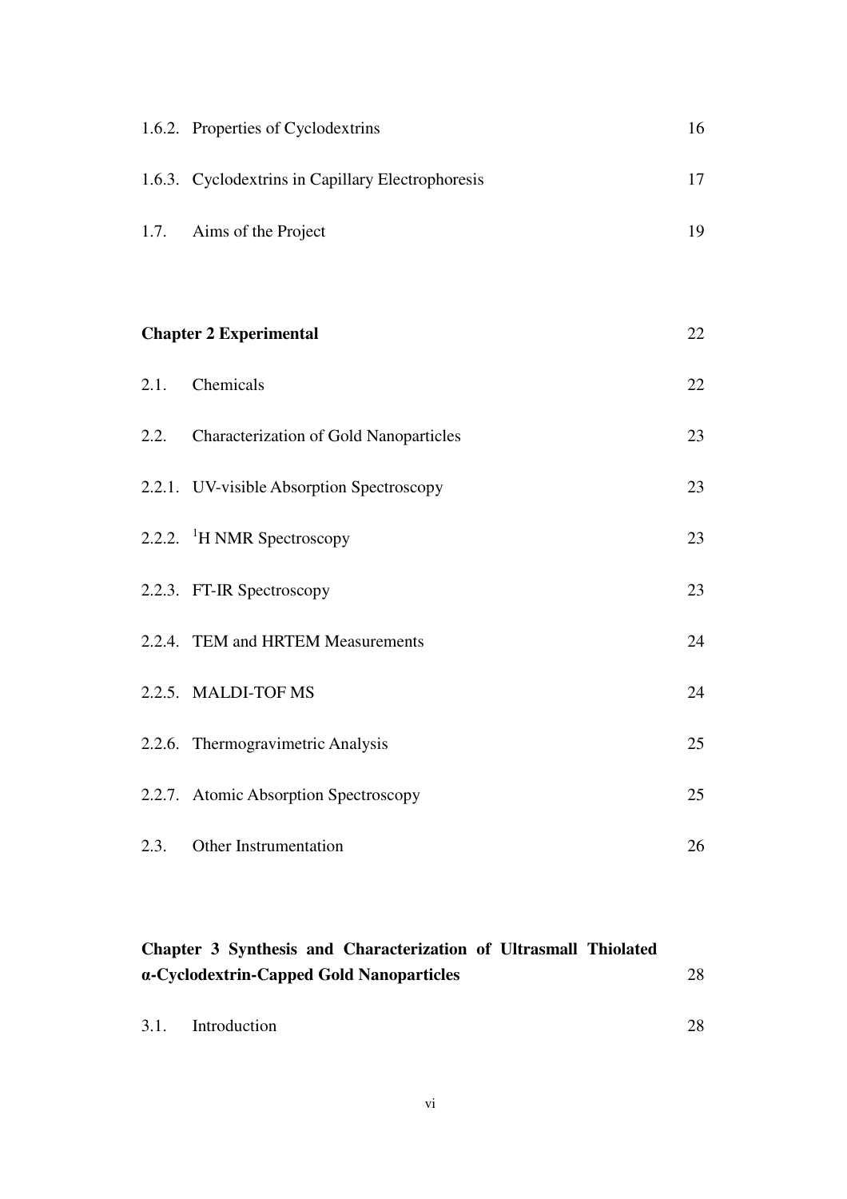1.6.2. Properties of Cyclodextrins 16

1.6.3. Cyclodextrins in Capillary Electrophoresis 17

1.7. Aims of the Project 19

**Chapter 2 Experimental** 22

2.1. Chemicals 22

2.2. Characterization of Gold Nanoparticles 23

2.2.1. UV-visible Absorption Spectroscopy 23

2.2.2. $^{1}$H NMR Spectroscopy 23

2.2.3. FT-IR Spectroscopy 23

2.2.4. TEM and HRTEM Measurements 24

2.2.5. MALDI-TOF MS 24

2.2.6. Thermogravimetric Analysis 25

2.2.7. Atomic Absorption Spectroscopy 25

2.3. Other Instrumentation 26

**Chapter 3 Synthesis and Characterization of Ultrasmall Thiolated α-Cyclodextrin-Capped Gold Nanoparticles** 28

3.1. Introduction 28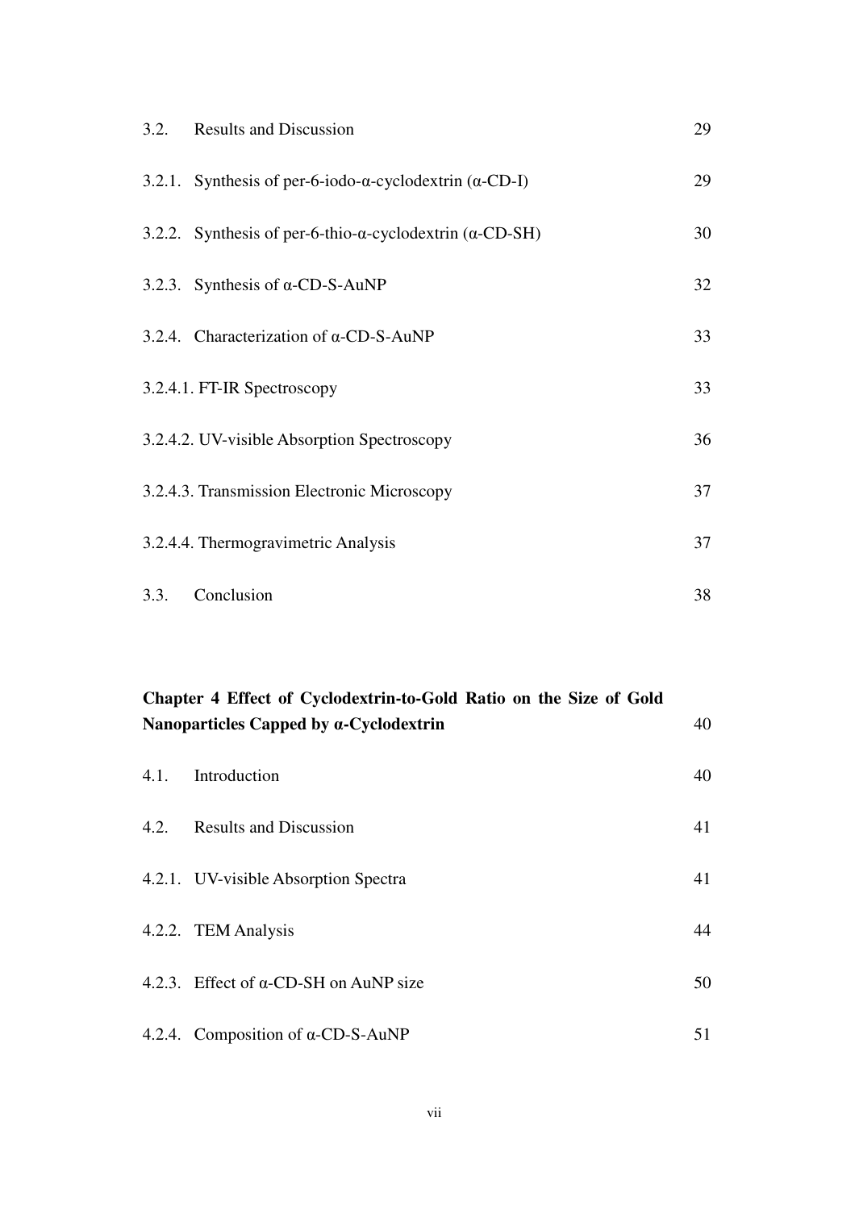3.2. Results and Discussion 29

3.2.1. Synthesis of per-6-iodo-α-cyclodextrin (α-CD-I) 29

3.2.2. Synthesis of per-6-thio-α-cyclodextrin (α-CD-SH) 30

3.2.3. Synthesis of α-CD-S-AuNP 32

3.2.4. Characterization of α-CD-S-AuNP 33

3.2.4.1. FT-IR Spectroscopy 33

3.2.4.2. UV-visible Absorption Spectroscopy 36

3.2.4.3. Transmission Electronic Microscopy 37

3.2.4.4. Thermogravimetric Analysis 37

3.3. Conclusion 38

**Chapter 4 Effect of Cyclodextrin-to-Gold Ratio on the Size of Gold Nanoparticles Capped by α-Cyclodextrin** 40

4.1. Introduction 40

4.2. Results and Discussion 41

4.2.1. UV-visible Absorption Spectra 41

4.2.2. TEM Analysis 44

4.2.3. Effect of α-CD-SH on AuNP size 50

4.2.4. Composition of α-CD-S-AuNP 51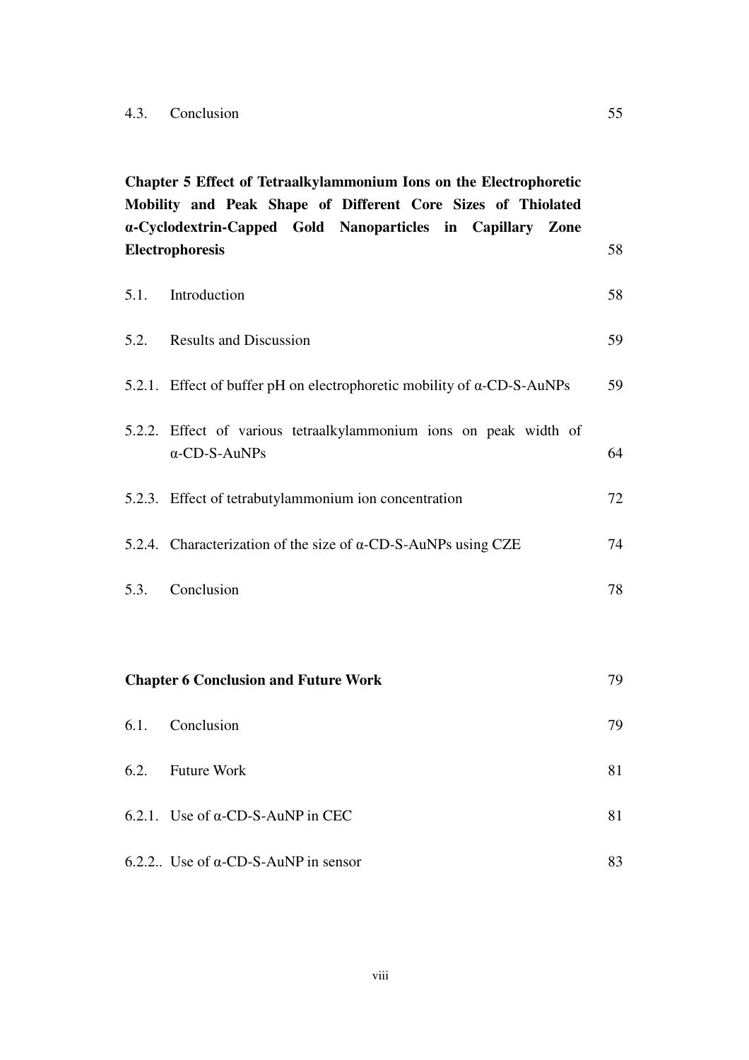4.3. Conclusion 55

**Chapter 5 Effect of Tetraalkylammonium Ions on the Electrophoretic Mobility and Peak Shape of Different Core Sizes of Thiolated α-Cyclodextrin-Capped Gold Nanoparticles in Capillary Zone Electrophoresis** 58

5.1. Introduction 58

5.2. Results and Discussion 59

5.2.1. Effect of buffer pH on electrophoretic mobility of α-CD-S-AuNPs 59

5.2.2. Effect of various tetraalkylammonium ions on peak width of α-CD-S-AuNPs 64

5.2.3. Effect of tetrabutylammonium ion concentration 72

5.2.4. Characterization of the size of α-CD-S-AuNPs using CZE 74

5.3. Conclusion 78

**Chapter 6 Conclusion and Future Work** 79

6.1. Conclusion 79

6.2. Future Work 81

6.2.1. Use of α-CD-S-AuNP in CEC 81

6.2.2.. Use of α-CD-S-AuNP in sensor 83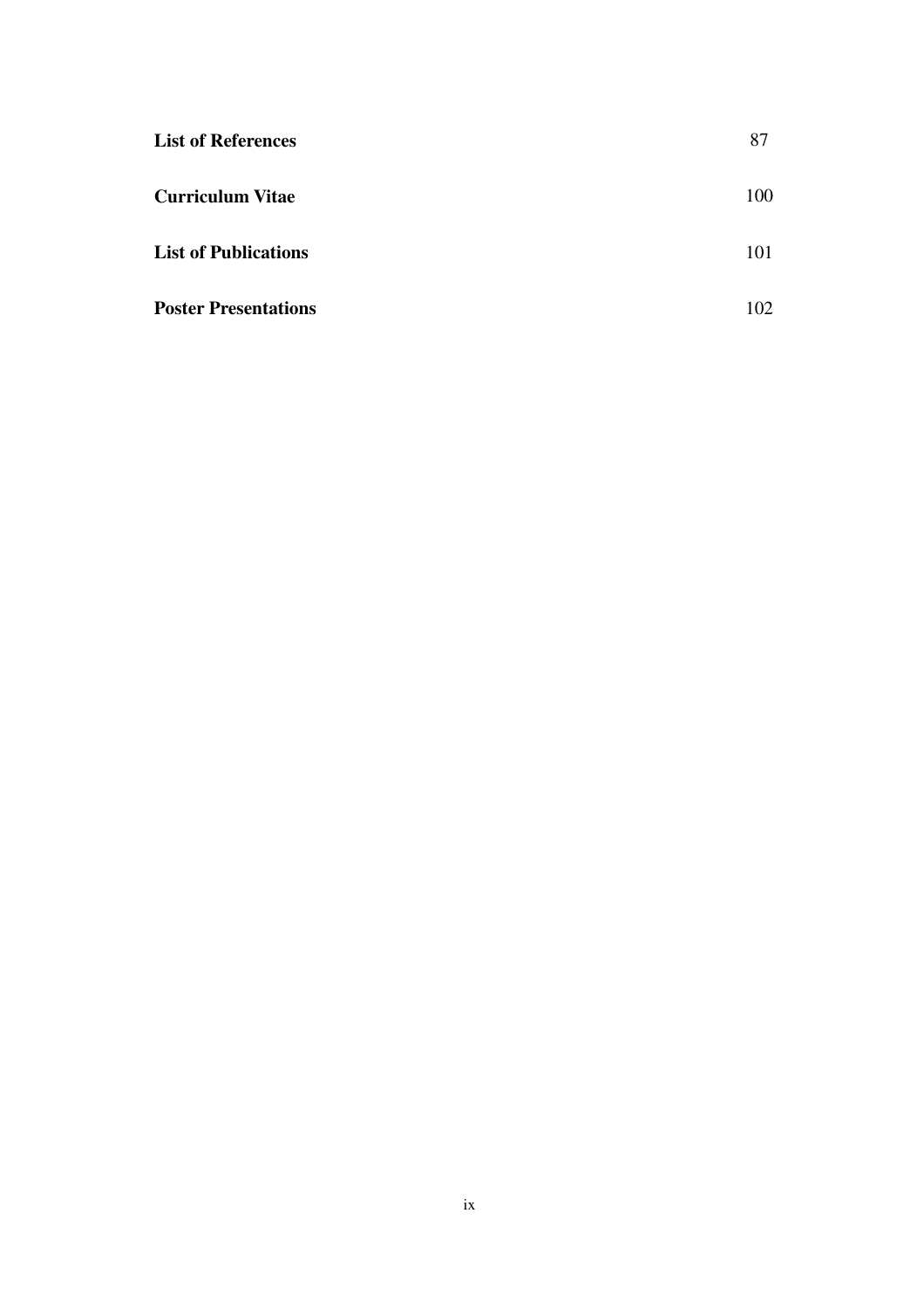| | |
|---|---|
| **List of References** | 87 |
| **Curriculum Vitae** | 100 |
| **List of Publications** | 101 |
| **Poster Presentations** | 102 |